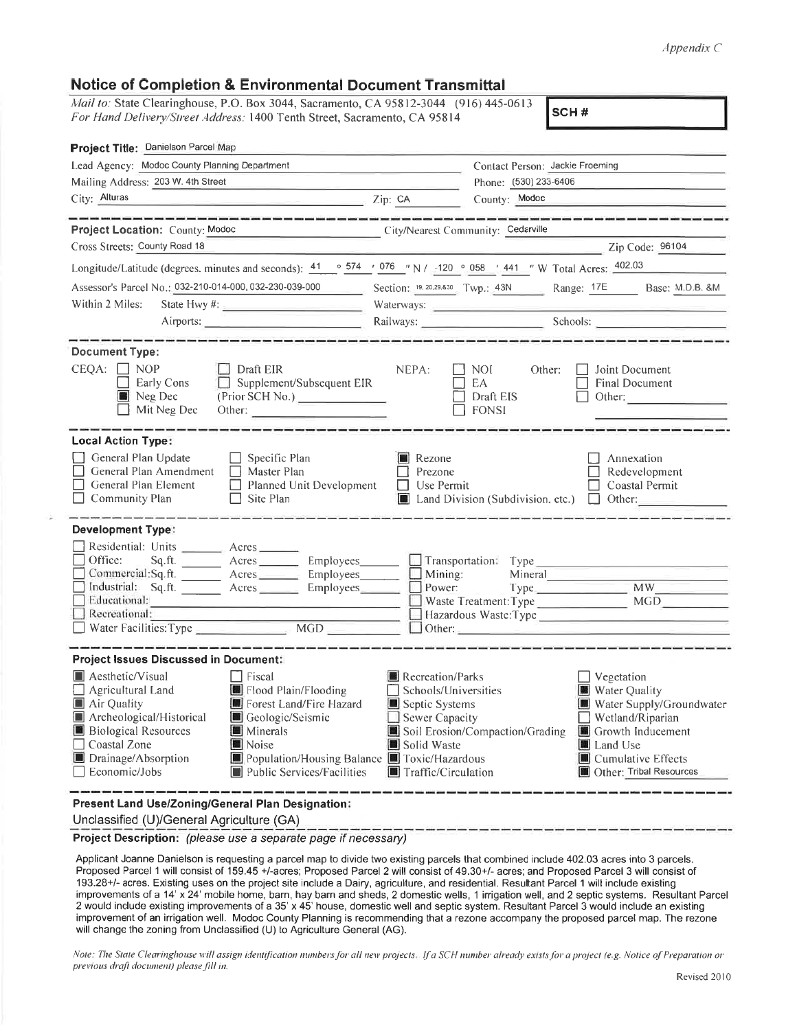*Appendix C*

# Notice of Completion & Environmental Document Transmittal

*Mail to:* State Clearinghouse, P.O. Box 3044, Sacramento, CA 95812-3044 (916) 445-0613
*For Hand Delivery/Street Address:* 1400 Tenth Street, Sacramento, CA 95814

**SCH #**

**Project Title:** Danielson Parcel Map

Lead Agency: Modoc County Planning Department | Contact Person: Jackie Froeming

Mailing Address: 203 W. 4th Street | Phone: (530) 233-6406

City: Alturas | Zip: CA | County: Modoc

---

**Project Location:** County: Modoc | City/Nearest Community: Cedarville

Cross Streets: County Road 18 | Zip Code: 96104

Longitude/Latitude (degrees, minutes and seconds): 41 ° 574 ′ 076 ″ N / -120 ° 058 ′ 441 ″ W Total Acres: 402.03

Assessor's Parcel No.: 032-210-014-000, 032-230-039-000 | Section: 19, 20,29,&30 Twp.: 43N | Range: 17E | Base: M.D.B. &M

Within 2 Miles: State Hwy #: | Waterways:

Airports: | Railways: | Schools:

---

**Document Type:**

CEQA: ☐ NOP ☐ Draft EIR ☐ Early Cons ☐ Supplement/Subsequent EIR (Prior SCH No.) ■ Neg Dec ☐ Mit Neg Dec Other:

NEPA: ☐ NOI ☐ EA ☐ Draft EIS ☐ FONSI

Other: ☐ Joint Document ☐ Final Document ☐ Other:

---

**Local Action Type:**

☐ General Plan Update ☐ Specific Plan ■ Rezone ☐ Annexation
☐ General Plan Amendment ☐ Master Plan ☐ Prezone ☐ Redevelopment
☐ General Plan Element ☐ Planned Unit Development ☐ Use Permit ☐ Coastal Permit
☐ Community Plan ☐ Site Plan ■ Land Division (Subdivision, etc.) ☐ Other:

---

**Development Type:**

☐ Residential: Units ____ Acres ____
☐ Office: Sq.ft. ____ Acres ____ Employees ____
☐ Commercial: Sq.ft. ____ Acres ____ Employees ____
☐ Industrial: Sq.ft. ____ Acres ____ Employees ____
☐ Educational:
☐ Recreational:
☐ Water Facilities: Type ____ MGD ____
☐ Transportation: Type
☐ Mining: Mineral
☐ Power: Type ____ MW ____
☐ Waste Treatment: Type ____ MGD ____
☐ Hazardous Waste: Type
☐ Other:

---

**Project Issues Discussed in Document:**

■ Aesthetic/Visual ☐ Fiscal ■ Recreation/Parks ☐ Vegetation
☐ Agricultural Land ■ Flood Plain/Flooding ☐ Schools/Universities ■ Water Quality
■ Air Quality ■ Forest Land/Fire Hazard ■ Septic Systems ■ Water Supply/Groundwater
■ Archeological/Historical ■ Geologic/Seismic ☐ Sewer Capacity ☐ Wetland/Riparian
■ Biological Resources ■ Minerals ■ Soil Erosion/Compaction/Grading ■ Growth Inducement
☐ Coastal Zone ■ Noise ■ Solid Waste ■ Land Use
■ Drainage/Absorption ■ Population/Housing Balance ■ Toxic/Hazardous ■ Cumulative Effects
☐ Economic/Jobs ■ Public Services/Facilities ■ Traffic/Circulation ■ Other: Tribal Resources

---

**Present Land Use/Zoning/General Plan Designation:**

Unclassified (U)/General Agriculture (GA)

**Project Description:** *(please use a separate page if necessary)*

Applicant Joanne Danielson is requesting a parcel map to divide two existing parcels that combined include 402.03 acres into 3 parcels. Proposed Parcel 1 will consist of 159.45 +/-acres; Proposed Parcel 2 will consist of 49.30+/- acres; and Proposed Parcel 3 will consist of 193.28+/- acres. Existing uses on the project site include a Dairy, agriculture, and residential. Resultant Parcel 1 will include existing improvements of a 14' x 24' mobile home, barn, hay barn and sheds, 2 domestic wells, 1 irrigation well, and 2 septic systems. Resultant Parcel 2 would include existing improvements of a 35' x 45' house, domestic well and septic system. Resultant Parcel 3 would include an existing improvement of an irrigation well. Modoc County Planning is recommending that a rezone accompany the proposed parcel map. The rezone will change the zoning from Unclassified (U) to Agriculture General (AG).

*Note: The State Clearinghouse will assign identification numbers for all new projects. If a SCH number already exists for a project (e.g. Notice of Preparation or previous draft document) please fill in.*

Revised 2010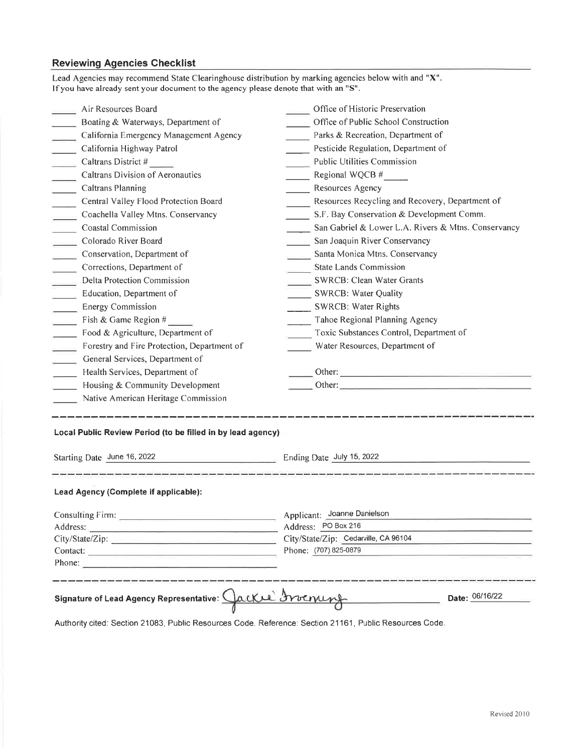## Reviewing Agencies Checklist

Lead Agencies may recommend State Clearinghouse distribution by marking agencies below with and "X".
If you have already sent your document to the agency please denote that with an "S".

_____ Air Resources Board
_____ Boating & Waterways, Department of
_____ California Emergency Management Agency
_____ California Highway Patrol
_____ Caltrans District # _____
_____ Caltrans Division of Aeronautics
_____ Caltrans Planning
_____ Central Valley Flood Protection Board
_____ Coachella Valley Mtns. Conservancy
_____ Coastal Commission
_____ Colorado River Board
_____ Conservation, Department of
_____ Corrections, Department of
_____ Delta Protection Commission
_____ Education, Department of
_____ Energy Commission
_____ Fish & Game Region # _____
_____ Food & Agriculture, Department of
_____ Forestry and Fire Protection, Department of
_____ General Services, Department of
_____ Health Services, Department of
_____ Housing & Community Development
_____ Native American Heritage Commission
_____ Office of Historic Preservation
_____ Office of Public School Construction
_____ Parks & Recreation, Department of
_____ Pesticide Regulation, Department of
_____ Public Utilities Commission
_____ Regional WQCB # _____
_____ Resources Agency
_____ Resources Recycling and Recovery, Department of
_____ S.F. Bay Conservation & Development Comm.
_____ San Gabriel & Lower L.A. Rivers & Mtns. Conservancy
_____ San Joaquin River Conservancy
_____ Santa Monica Mtns. Conservancy
_____ State Lands Commission
_____ SWRCB: Clean Water Grants
_____ SWRCB: Water Quality
_____ SWRCB: Water Rights
_____ Tahoe Regional Planning Agency
_____ Toxic Substances Control, Department of
_____ Water Resources, Department of
_____ Other: _____________________
_____ Other: _____________________

---

**Local Public Review Period (to be filled in by lead agency)**

Starting Date June 16, 2022 Ending Date July 15, 2022

---

**Lead Agency (Complete if applicable):**

Consulting Firm: _____________________
Address: _____________________
City/State/Zip: _____________________
Contact: _____________________
Phone: _____________________

Applicant: Joanne Danielson
Address: PO Box 216
City/State/Zip: Cedarville, CA 96104
Phone: (707) 825-0879

---

**Signature of Lead Agency Representative:** Jackie Irvening **Date:** 06/16/22

Authority cited: Section 21083, Public Resources Code. Reference: Section 21161, Public Resources Code.

Revised 2010